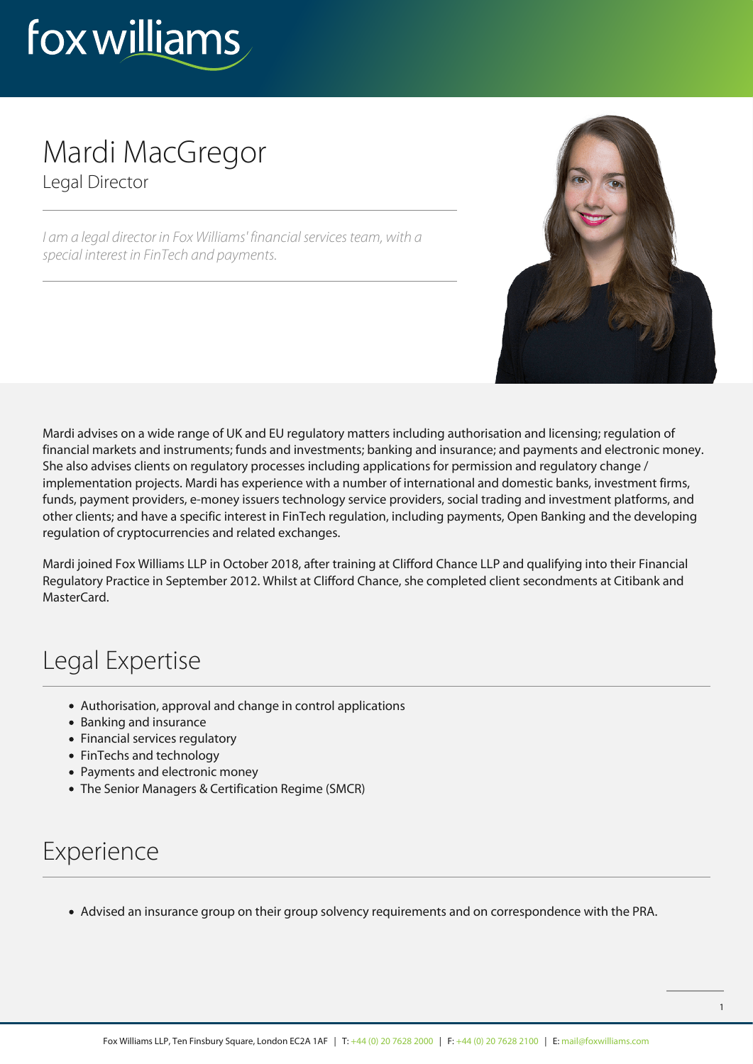fox williams

# Mardi MacGregor

Legal Director

*I am a legal director in Fox Williams' financial services team, with a special interest in FinTech and payments.*

Mardi advises on a wide range of UK and EU regulatory matters including authorisation and licensing; regulation of financial markets and instruments; funds and investments; banking and insurance; and payments and electronic money. She also advises clients on regulatory processes including applications for permission and regulatory change / implementation projects. Mardi has experience with a number of international and domestic banks, investment firms, funds, payment providers, e-money issuers technology service providers, social trading and investment platforms, and other clients; and have a specific interest in FinTech regulation, including payments, Open Banking and the developing regulation of cryptocurrencies and related exchanges.

Mardi joined Fox Williams LLP in October 2018, after training at Clifford Chance LLP and qualifying into their Financial Regulatory Practice in September 2012. Whilst at Clifford Chance, she completed client secondments at Citibank and MasterCard.

## Legal Expertise

- Authorisation, approval and change in control applications
- Banking and insurance
- Financial services regulatory
- FinTechs and technology
- Payments and electronic money
- The Senior Managers & Certification Regime (SMCR)

## Experience

- Advised an insurance group on their group solvency requirements and on correspondence with the PRA.

Fox Williams LLP, Ten Finsbury Square, London EC2A 1AF | T: +44 (0) 20 7628 2000 | F: +44 (0) 20 7628 2100 | E: mail@foxwilliams.com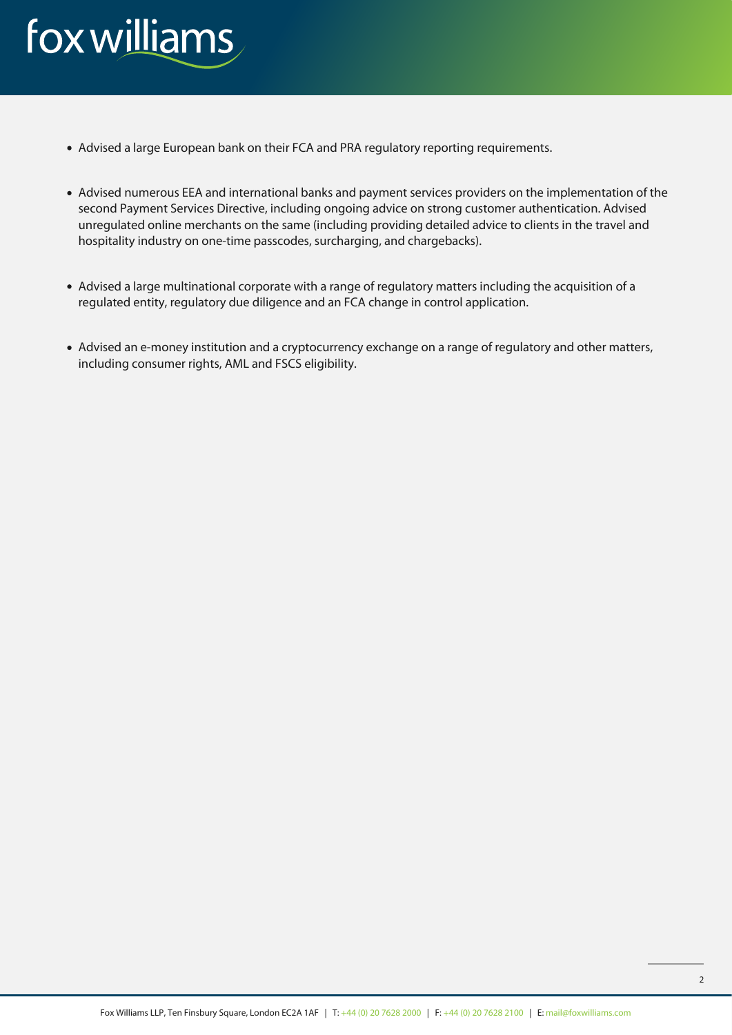- Advised a large European bank on their FCA and PRA regulatory reporting requirements.

- Advised numerous EEA and international banks and payment services providers on the implementation of the second Payment Services Directive, including ongoing advice on strong customer authentication. Advised unregulated online merchants on the same (including providing detailed advice to clients in the travel and hospitality industry on one-time passcodes, surcharging, and chargebacks).

- Advised a large multinational corporate with a range of regulatory matters including the acquisition of a regulated entity, regulatory due diligence and an FCA change in control application.

- Advised an e-money institution and a cryptocurrency exchange on a range of regulatory and other matters, including consumer rights, AML and FSCS eligibility.